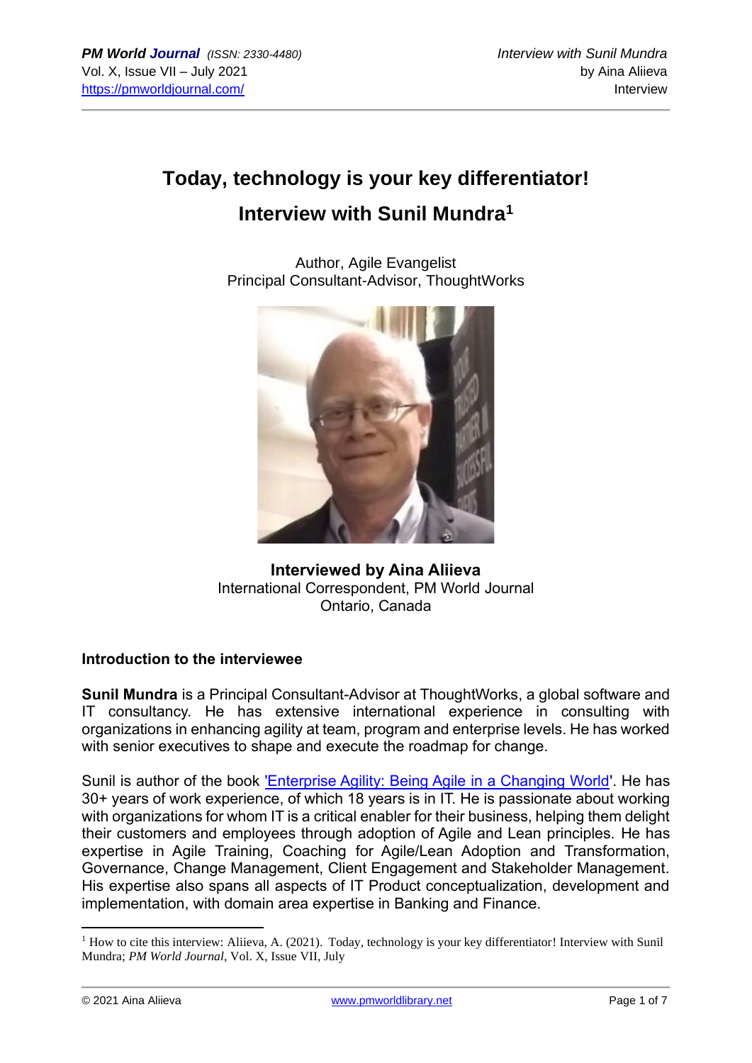# Today, technology is your key differentiator!

## Interview with Sunil Mundra[1]

Author, Agile Evangelist
Principal Consultant-Advisor, ThoughtWorks

**Interviewed by Aina Aliieva**
International Correspondent, PM World Journal
Ontario, Canada

### Introduction to the interviewee

**Sunil Mundra** is a Principal Consultant-Advisor at ThoughtWorks, a global software and IT consultancy. He has extensive international experience in consulting with organizations in enhancing agility at team, program and enterprise levels. He has worked with senior executives to shape and execute the roadmap for change.

Sunil is author of the book 'Enterprise Agility: Being Agile in a Changing World'. He has 30+ years of work experience, of which 18 years is in IT. He is passionate about working with organizations for whom IT is a critical enabler for their business, helping them delight their customers and employees through adoption of Agile and Lean principles. He has expertise in Agile Training, Coaching for Agile/Lean Adoption and Transformation, Governance, Change Management, Client Engagement and Stakeholder Management. His expertise also spans all aspects of IT Product conceptualization, development and implementation, with domain area expertise in Banking and Finance.

---

[1] How to cite this interview: Aliieva, A. (2021). Today, technology is your key differentiator! Interview with Sunil Mundra; *PM World Journal*, Vol. X, Issue VII, July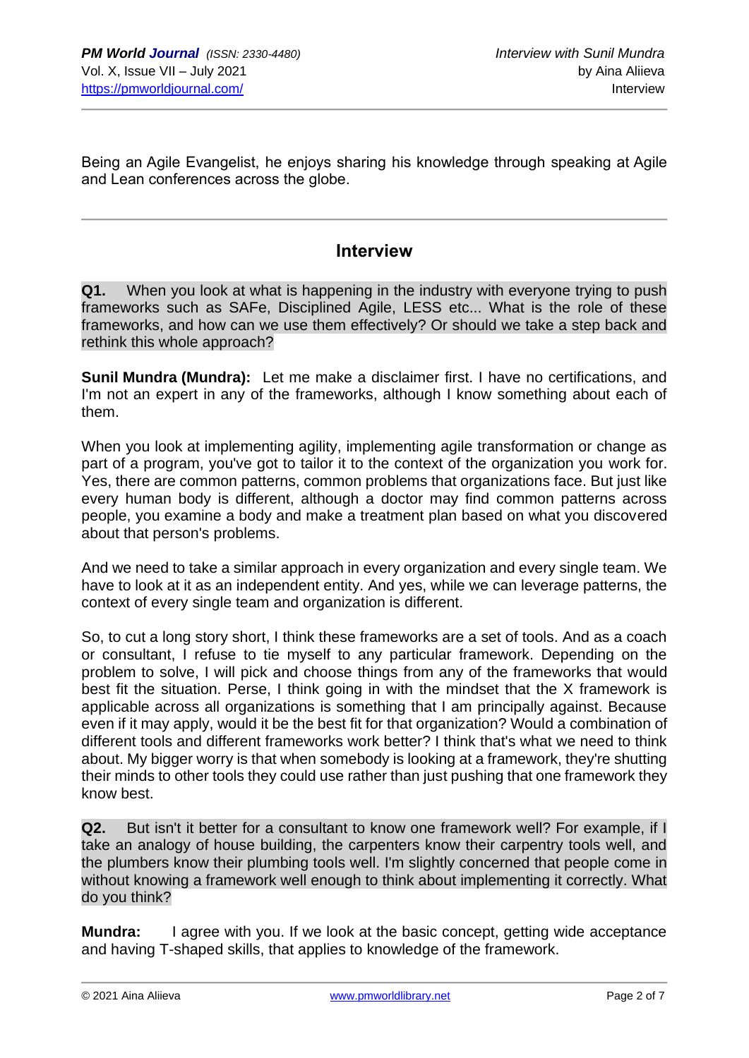Being an Agile Evangelist, he enjoys sharing his knowledge through speaking at Agile and Lean conferences across the globe.

---

## Interview

**Q1.** When you look at what is happening in the industry with everyone trying to push frameworks such as SAFe, Disciplined Agile, LESS etc... What is the role of these frameworks, and how can we use them effectively? Or should we take a step back and rethink this whole approach?

**Sunil Mundra (Mundra):** Let me make a disclaimer first. I have no certifications, and I'm not an expert in any of the frameworks, although I know something about each of them.

When you look at implementing agility, implementing agile transformation or change as part of a program, you've got to tailor it to the context of the organization you work for. Yes, there are common patterns, common problems that organizations face. But just like every human body is different, although a doctor may find common patterns across people, you examine a body and make a treatment plan based on what you discovered about that person's problems.

And we need to take a similar approach in every organization and every single team. We have to look at it as an independent entity. And yes, while we can leverage patterns, the context of every single team and organization is different.

So, to cut a long story short, I think these frameworks are a set of tools. And as a coach or consultant, I refuse to tie myself to any particular framework. Depending on the problem to solve, I will pick and choose things from any of the frameworks that would best fit the situation. Perse, I think going in with the mindset that the X framework is applicable across all organizations is something that I am principally against. Because even if it may apply, would it be the best fit for that organization? Would a combination of different tools and different frameworks work better? I think that's what we need to think about. My bigger worry is that when somebody is looking at a framework, they're shutting their minds to other tools they could use rather than just pushing that one framework they know best.

**Q2.** But isn't it better for a consultant to know one framework well? For example, if I take an analogy of house building, the carpenters know their carpentry tools well, and the plumbers know their plumbing tools well. I'm slightly concerned that people come in without knowing a framework well enough to think about implementing it correctly. What do you think?

**Mundra:** I agree with you. If we look at the basic concept, getting wide acceptance and having T-shaped skills, that applies to knowledge of the framework.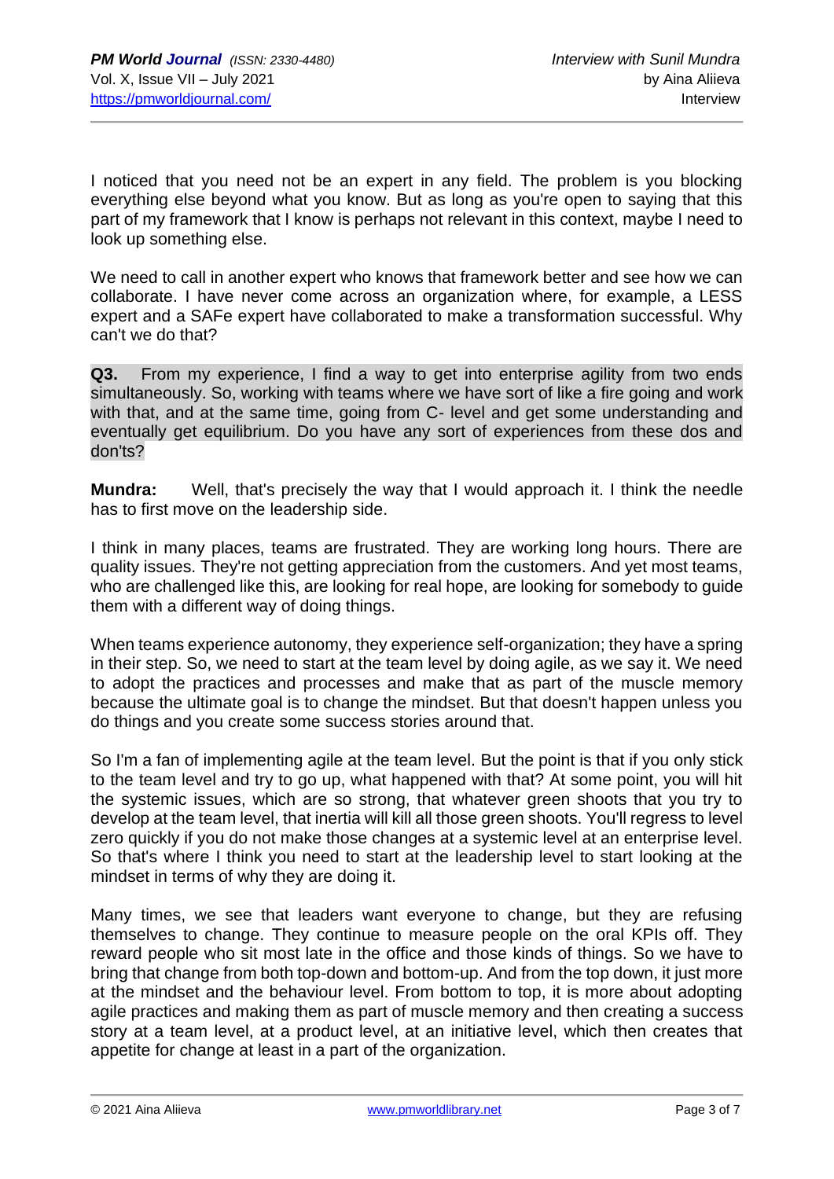I noticed that you need not be an expert in any field. The problem is you blocking everything else beyond what you know. But as long as you're open to saying that this part of my framework that I know is perhaps not relevant in this context, maybe I need to look up something else.

We need to call in another expert who knows that framework better and see how we can collaborate. I have never come across an organization where, for example, a LESS expert and a SAFe expert have collaborated to make a transformation successful. Why can't we do that?

**Q3.** From my experience, I find a way to get into enterprise agility from two ends simultaneously. So, working with teams where we have sort of like a fire going and work with that, and at the same time, going from C- level and get some understanding and eventually get equilibrium. Do you have any sort of experiences from these dos and don'ts?

**Mundra:** Well, that's precisely the way that I would approach it. I think the needle has to first move on the leadership side.

I think in many places, teams are frustrated. They are working long hours. There are quality issues. They're not getting appreciation from the customers. And yet most teams, who are challenged like this, are looking for real hope, are looking for somebody to guide them with a different way of doing things.

When teams experience autonomy, they experience self-organization; they have a spring in their step. So, we need to start at the team level by doing agile, as we say it. We need to adopt the practices and processes and make that as part of the muscle memory because the ultimate goal is to change the mindset. But that doesn't happen unless you do things and you create some success stories around that.

So I'm a fan of implementing agile at the team level. But the point is that if you only stick to the team level and try to go up, what happened with that? At some point, you will hit the systemic issues, which are so strong, that whatever green shoots that you try to develop at the team level, that inertia will kill all those green shoots. You'll regress to level zero quickly if you do not make those changes at a systemic level at an enterprise level. So that's where I think you need to start at the leadership level to start looking at the mindset in terms of why they are doing it.

Many times, we see that leaders want everyone to change, but they are refusing themselves to change. They continue to measure people on the oral KPIs off. They reward people who sit most late in the office and those kinds of things. So we have to bring that change from both top-down and bottom-up. And from the top down, it just more at the mindset and the behaviour level. From bottom to top, it is more about adopting agile practices and making them as part of muscle memory and then creating a success story at a team level, at a product level, at an initiative level, which then creates that appetite for change at least in a part of the organization.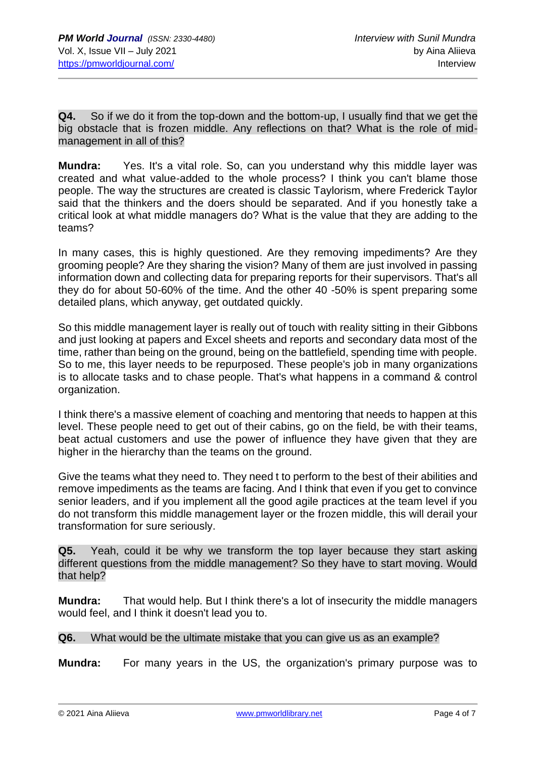**Q4.** So if we do it from the top-down and the bottom-up, I usually find that we get the big obstacle that is frozen middle. Any reflections on that? What is the role of mid-management in all of this?

**Mundra:** Yes. It's a vital role. So, can you understand why this middle layer was created and what value-added to the whole process? I think you can't blame those people. The way the structures are created is classic Taylorism, where Frederick Taylor said that the thinkers and the doers should be separated. And if you honestly take a critical look at what middle managers do? What is the value that they are adding to the teams?

In many cases, this is highly questioned. Are they removing impediments? Are they grooming people? Are they sharing the vision? Many of them are just involved in passing information down and collecting data for preparing reports for their supervisors. That's all they do for about 50-60% of the time. And the other 40 -50% is spent preparing some detailed plans, which anyway, get outdated quickly.

So this middle management layer is really out of touch with reality sitting in their Gibbons and just looking at papers and Excel sheets and reports and secondary data most of the time, rather than being on the ground, being on the battlefield, spending time with people. So to me, this layer needs to be repurposed. These people's job in many organizations is to allocate tasks and to chase people. That's what happens in a command & control organization.

I think there's a massive element of coaching and mentoring that needs to happen at this level. These people need to get out of their cabins, go on the field, be with their teams, beat actual customers and use the power of influence they have given that they are higher in the hierarchy than the teams on the ground.

Give the teams what they need to. They need t to perform to the best of their abilities and remove impediments as the teams are facing. And I think that even if you get to convince senior leaders, and if you implement all the good agile practices at the team level if you do not transform this middle management layer or the frozen middle, this will derail your transformation for sure seriously.

**Q5.** Yeah, could it be why we transform the top layer because they start asking different questions from the middle management? So they have to start moving. Would that help?

**Mundra:** That would help. But I think there's a lot of insecurity the middle managers would feel, and I think it doesn't lead you to.

**Q6.** What would be the ultimate mistake that you can give us as an example?

**Mundra:** For many years in the US, the organization's primary purpose was to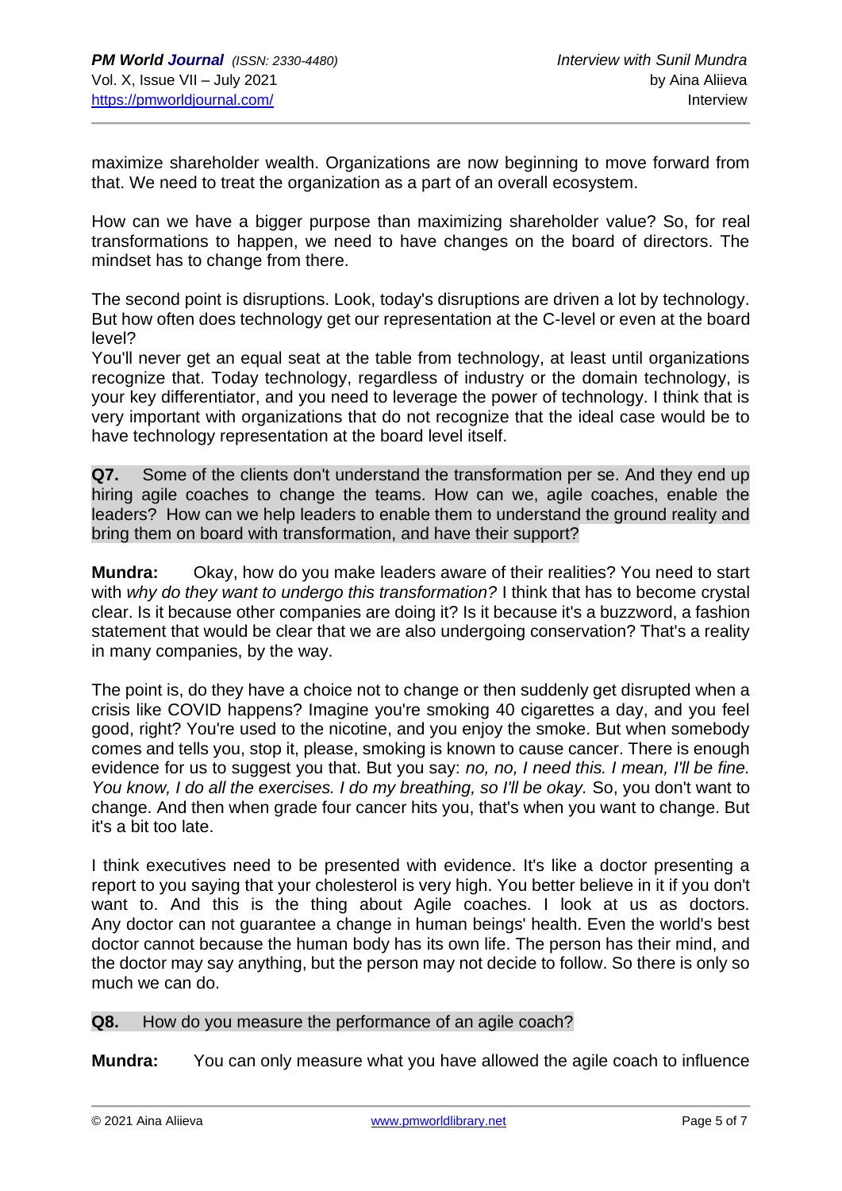maximize shareholder wealth. Organizations are now beginning to move forward from that. We need to treat the organization as a part of an overall ecosystem.

How can we have a bigger purpose than maximizing shareholder value? So, for real transformations to happen, we need to have changes on the board of directors. The mindset has to change from there.

The second point is disruptions. Look, today's disruptions are driven a lot by technology. But how often does technology get our representation at the C-level or even at the board level?

You'll never get an equal seat at the table from technology, at least until organizations recognize that. Today technology, regardless of industry or the domain technology, is your key differentiator, and you need to leverage the power of technology. I think that is very important with organizations that do not recognize that the ideal case would be to have technology representation at the board level itself.

**Q7.** Some of the clients don't understand the transformation per se. And they end up hiring agile coaches to change the teams. How can we, agile coaches, enable the leaders? How can we help leaders to enable them to understand the ground reality and bring them on board with transformation, and have their support?

**Mundra:** Okay, how do you make leaders aware of their realities? You need to start with *why do they want to undergo this transformation?* I think that has to become crystal clear. Is it because other companies are doing it? Is it because it's a buzzword, a fashion statement that would be clear that we are also undergoing conservation? That's a reality in many companies, by the way.

The point is, do they have a choice not to change or then suddenly get disrupted when a crisis like COVID happens? Imagine you're smoking 40 cigarettes a day, and you feel good, right? You're used to the nicotine, and you enjoy the smoke. But when somebody comes and tells you, stop it, please, smoking is known to cause cancer. There is enough evidence for us to suggest you that. But you say: *no, no, I need this. I mean, I'll be fine. You know, I do all the exercises. I do my breathing, so I'll be okay.* So, you don't want to change. And then when grade four cancer hits you, that's when you want to change. But it's a bit too late.

I think executives need to be presented with evidence. It's like a doctor presenting a report to you saying that your cholesterol is very high. You better believe in it if you don't want to. And this is the thing about Agile coaches. I look at us as doctors. Any doctor can not guarantee a change in human beings' health. Even the world's best doctor cannot because the human body has its own life. The person has their mind, and the doctor may say anything, but the person may not decide to follow. So there is only so much we can do.

**Q8.** How do you measure the performance of an agile coach?

**Mundra:** You can only measure what you have allowed the agile coach to influence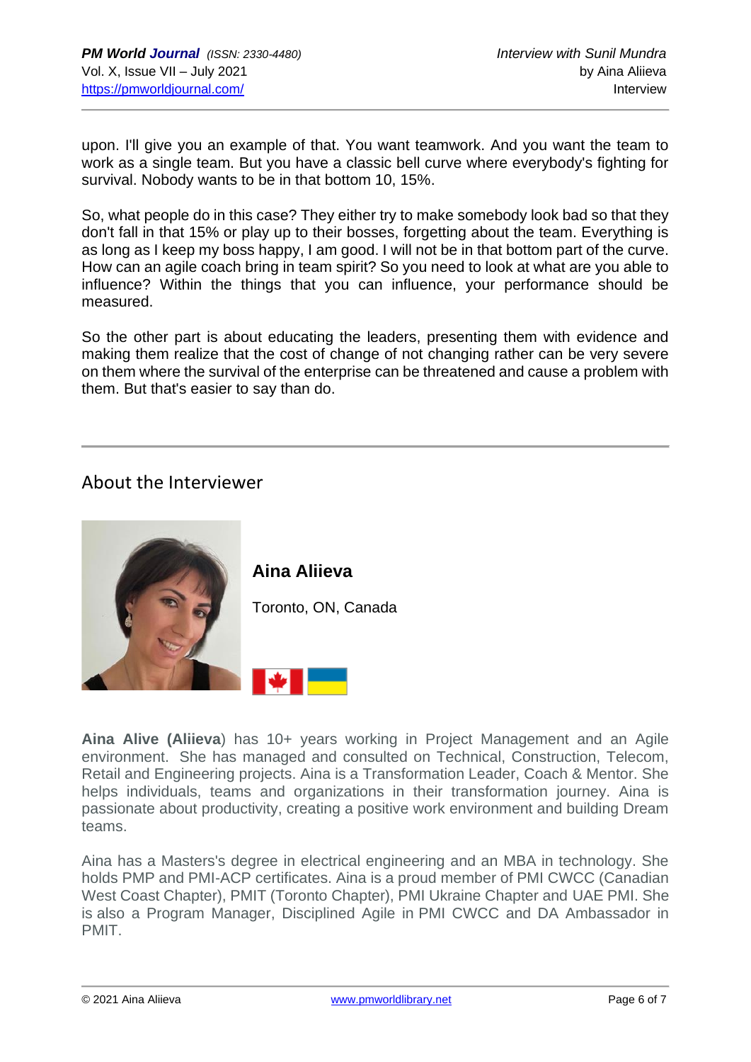upon. I'll give you an example of that. You want teamwork. And you want the team to work as a single team. But you have a classic bell curve where everybody's fighting for survival. Nobody wants to be in that bottom 10, 15%.

So, what people do in this case? They either try to make somebody look bad so that they don't fall in that 15% or play up to their bosses, forgetting about the team. Everything is as long as I keep my boss happy, I am good. I will not be in that bottom part of the curve. How can an agile coach bring in team spirit? So you need to look at what are you able to influence? Within the things that you can influence, your performance should be measured.

So the other part is about educating the leaders, presenting them with evidence and making them realize that the cost of change of not changing rather can be very severe on them where the survival of the enterprise can be threatened and cause a problem with them. But that's easier to say than do.

---

## About the Interviewer

**Aina Aliieva**

Toronto, ON, Canada

**Aina Alive (Aliieva**) has 10+ years working in Project Management and an Agile environment. She has managed and consulted on Technical, Construction, Telecom, Retail and Engineering projects. Aina is a Transformation Leader, Coach & Mentor. She helps individuals, teams and organizations in their transformation journey. Aina is passionate about productivity, creating a positive work environment and building Dream teams.

Aina has a Masters's degree in electrical engineering and an MBA in technology. She holds PMP and PMI-ACP certificates. Aina is a proud member of PMI CWCC (Canadian West Coast Chapter), PMIT (Toronto Chapter), PMI Ukraine Chapter and UAE PMI. She is also a Program Manager, Disciplined Agile in PMI CWCC and DA Ambassador in PMIT.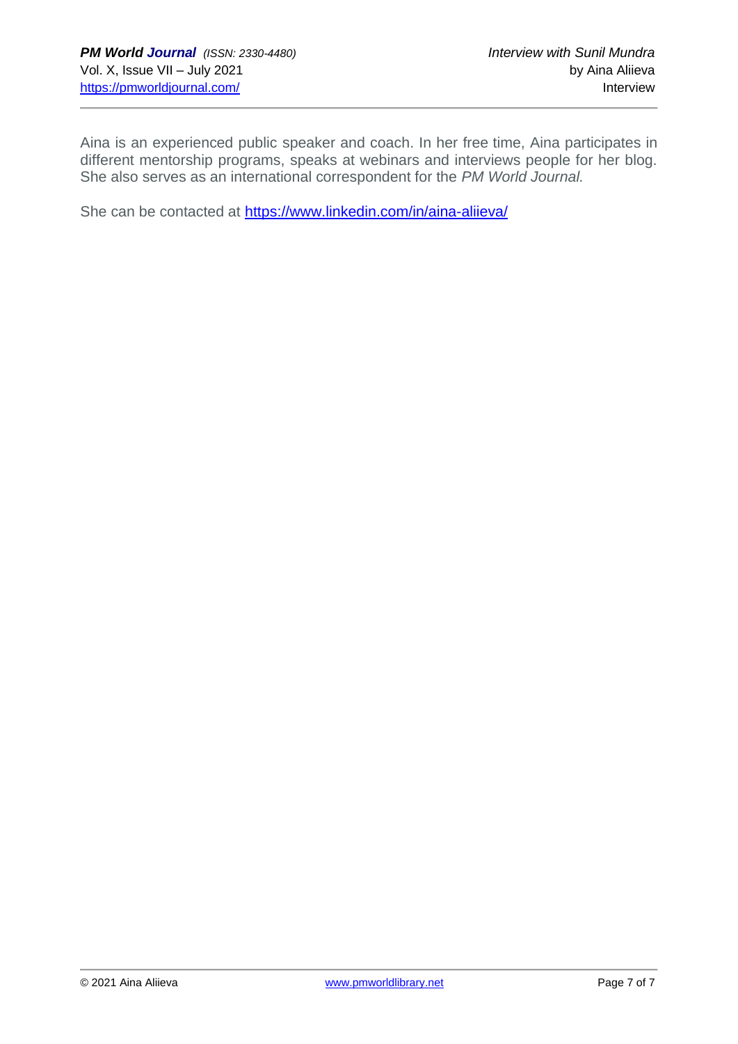Aina is an experienced public speaker and coach. In her free time, Aina participates in different mentorship programs, speaks at webinars and interviews people for her blog. She also serves as an international correspondent for the *PM World Journal.*

She can be contacted at https://www.linkedin.com/in/aina-aliieva/